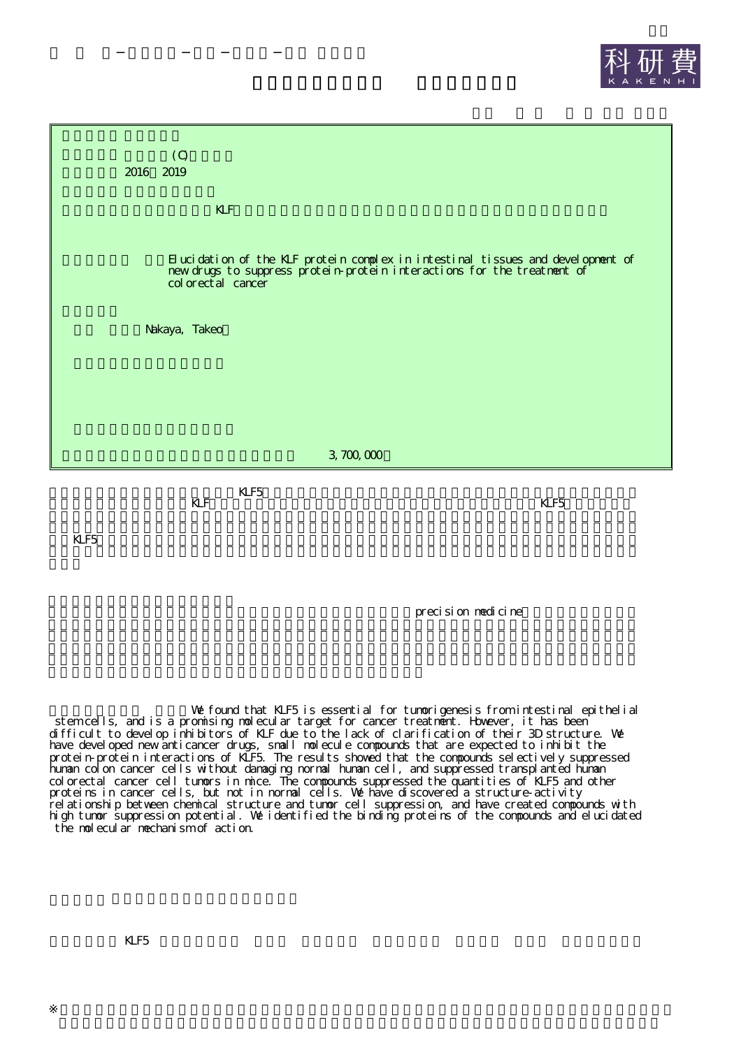(C)

2016 2019

KLF

Elucidation of the KLF protein complex in intestinal tissues and development of new drugs to suppress protein-protein interactions for the treatment of colorectal cancer

Nakaya, Takeo

3,700,000

KLF5

KLF KLF5

KLF5

precision medicine

We found that KLF5 is essential for tumorigenesis from intestinal epithelial stem cells, and is a promising molecular target for cancer treatment. However, it has been difficult to develop inhibitors of KLF due to the lack of clarification of their 3D structure. We have developed new anticancer drugs, small molecule compounds that are expected to inhibit the protein-protein interactions of KLF5. The results showed that the compounds selectively suppressed human colon cancer cells without damaging normal human cell, and suppressed transplanted human colorectal cancer cell tumors in mice. The compounds suppressed the quantities of KLF5 and other proteins in cancer cells, but not in normal cells. We have discovered a structure-activity relationship between chemical structure and tumor cell suppression, and have created compounds with high tumor suppression potential. We identified the binding proteins of the compounds and elucidated the molecular mechanism of action.

KLF5

※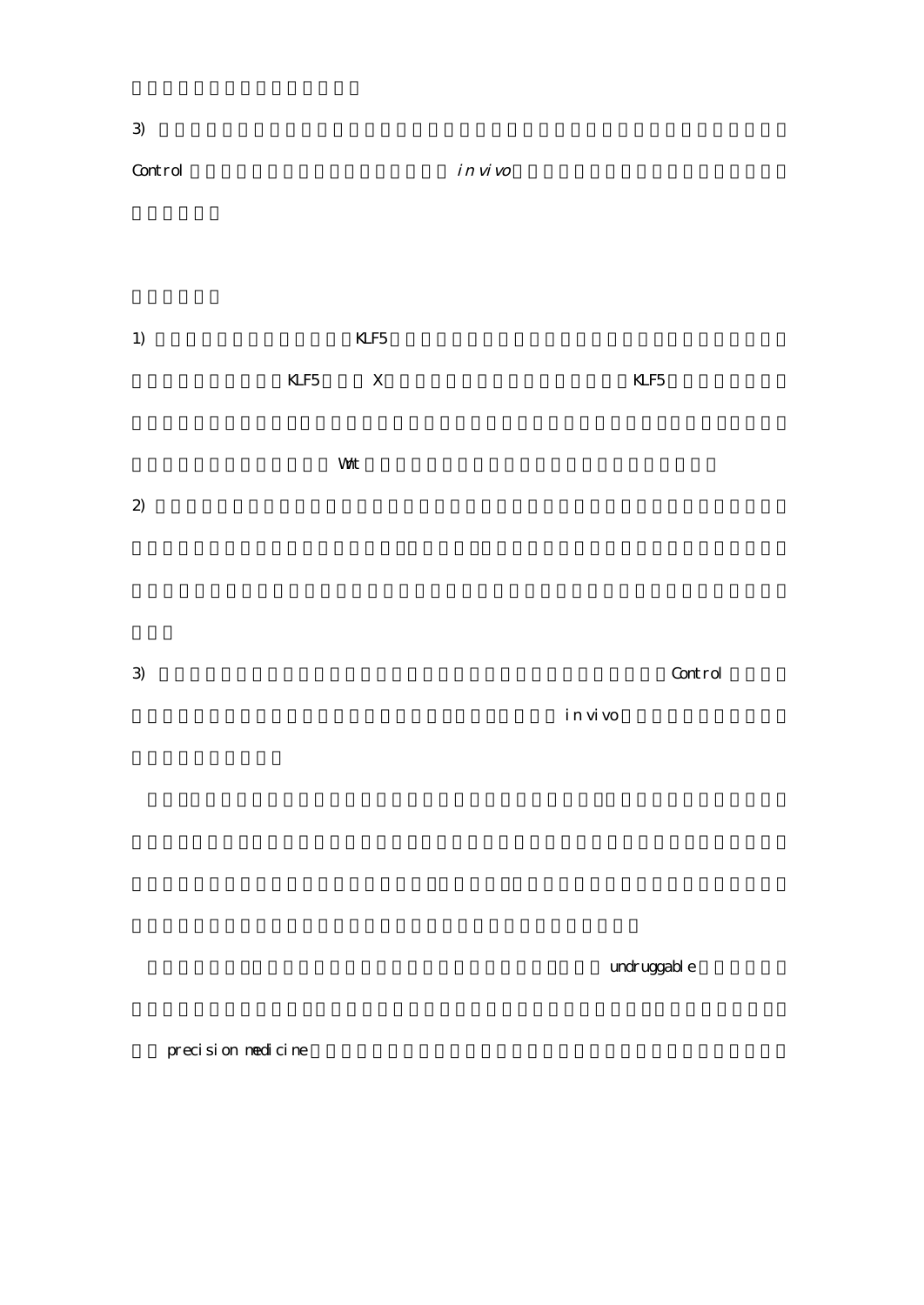3) Control *in vivo*

1) KLF5 KLF5 X KLF5 Wnt

2)

3) Control in vivo

undruggable

precision medicine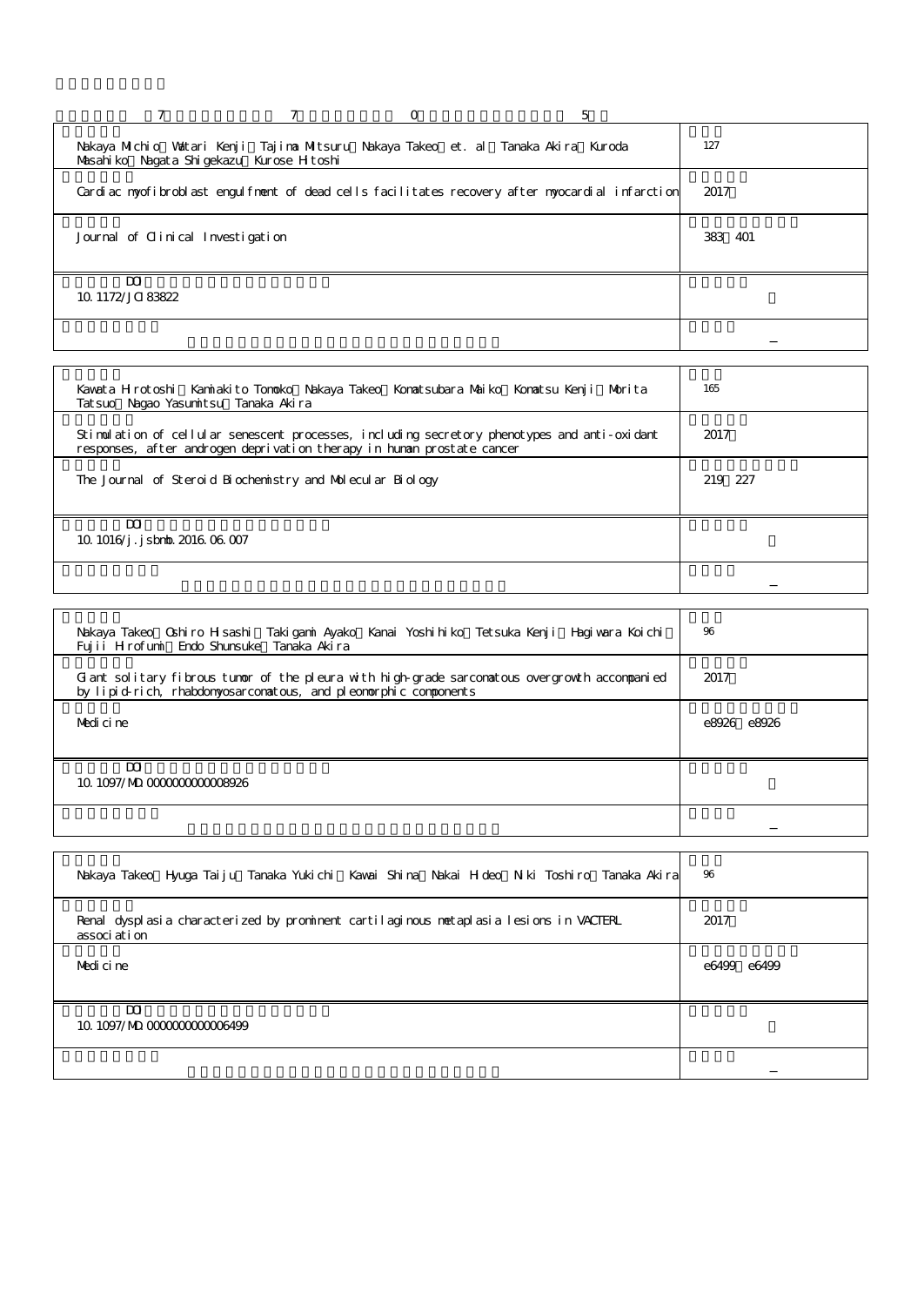7 7 0 5

| | |
|---|---|
| Nakaya Michio Watari Kenji Tajima Mitsuru Nakaya Takeo et. al Tanaka Akira Kuroda Masahiko Nagata Shigekazu Kurose Hitoshi | 127 |
| Cardiac myofibroblast engulfment of dead cells facilitates recovery after myocardial infarction | 2017 |
| Journal of Clinical Investigation | 383 401 |
| DOI<br>10.1172/JCI83822 | |
| | − |

| | |
|---|---|
| Kawata Hirotoshi Kamiakito Tomoko Nakaya Takeo Komatsubara Maiko Komatsu Kenji Morita Tatsuo Nagao Yasumitsu Tanaka Akira | 165 |
| Stimulation of cellular senescent processes, including secretory phenotypes and anti-oxidant responses, after androgen deprivation therapy in human prostate cancer | 2017 |
| The Journal of Steroid Biochemistry and Molecular Biology | 219 227 |
| DOI<br>10.1016/j.jsbmb.2016.06.007 | |
| | − |

| | |
|---|---|
| Nakaya Takeo Oshiro Hisashi Takigami Ayako Kanai Yoshihiko Tetsuka Kenji Hagiwara Koichi Fujii Hirofumi Endo Shunsuke Tanaka Akira | 96 |
| Giant solitary fibrous tumor of the pleura with high-grade sarcomatous overgrowth accompanied by lipid-rich, rhabdomyosarcomatous, and pleomorphic components | 2017 |
| Medicine | e8926 e8926 |
| DOI<br>10.1097/MD.0000000000008926 | |
| | − |

| | |
|---|---|
| Nakaya Takeo Hyuga Taiju Tanaka Yukichi Kawai Shina Nakai Hideo Niki Toshiro Tanaka Akira | 96 |
| Renal dysplasia characterized by prominent cartilaginous metaplasia lesions in VACTERL association | 2017 |
| Medicine | e6499 e6499 |
| DOI<br>10.1097/MD.0000000000006499 | |
| | − |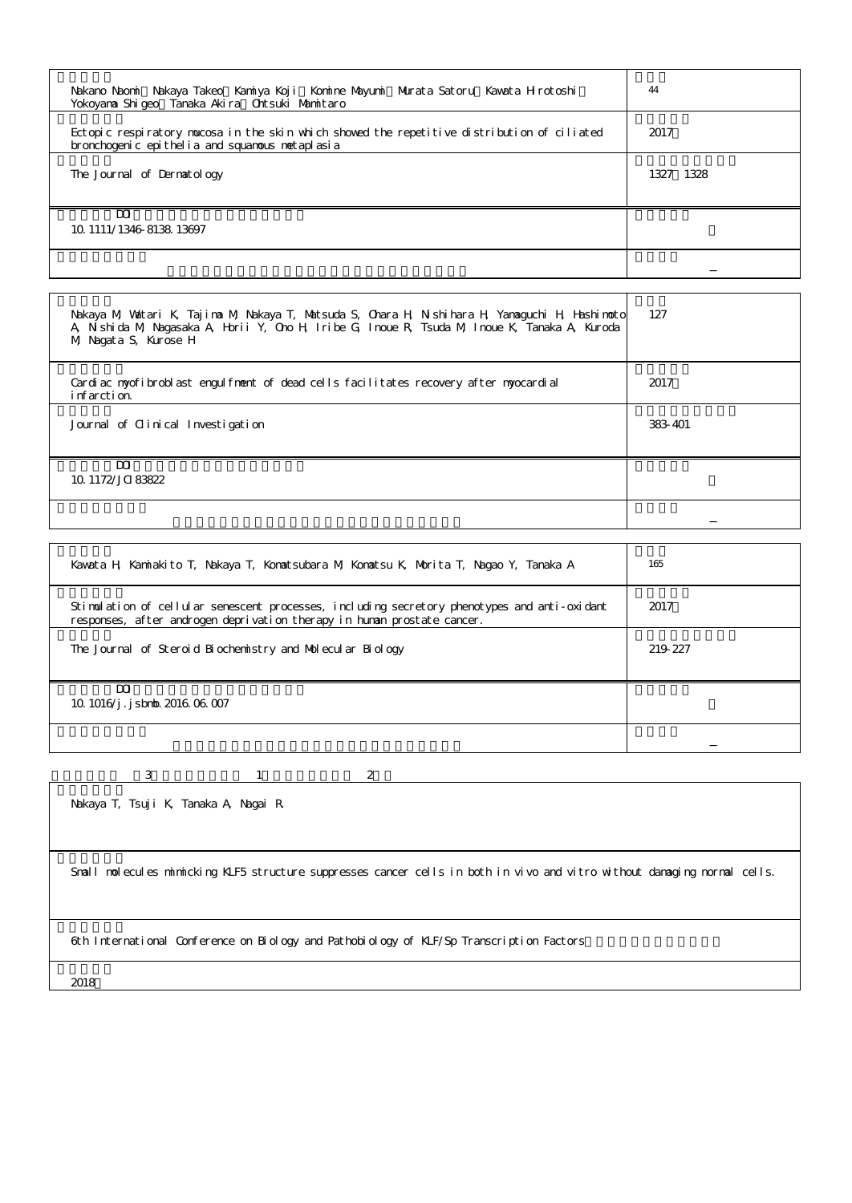| | |
|---|---|
| Nakano Naomi Nakaya Takeo Kamiya Koji Komine Mayumi Murata Satoru Kawata Hirotoshi Yokoyama Shigeo Tanaka Akira Ohtsuki Mamitaro | 44 |
| Ectopic respiratory mucosa in the skin which showed the repetitive distribution of ciliated bronchogenic epithelia and squamous metaplasia | 2017 |
| The Journal of Dermatology | 1327 1328 |
| DOI<br>10.1111/1346-8138.13697 | |
| | – |

| | |
|---|---|
| Nakaya M, Watari K, Tajima M, Nakaya T, Matsuda S, Ohara H, Nishihara H, Yamaguchi H, Hashimoto A, Nishida M, Nagasaka A, Horii Y, Ono H, Iribe G, Inoue R, Tsuda M, Inoue K, Tanaka A, Kuroda M, Nagata S, Kurose H | 127 |
| Cardiac myofibroblast engulfment of dead cells facilitates recovery after myocardial infarction. | 2017 |
| Journal of Clinical Investigation | 383-401 |
| DOI<br>10.1172/JCI83822 | |
| | – |

| | |
|---|---|
| Kawata H, Kamiakito T, Nakaya T, Komatsubara M, Komatsu K, Morita T, Nagao Y, Tanaka A | 165 |
| Stimulation of cellular senescent processes, including secretory phenotypes and anti-oxidant responses, after androgen deprivation therapy in human prostate cancer. | 2017 |
| The Journal of Steroid Biochemistry and Molecular Biology | 219-227 |
| DOI<br>10.1016/j.jsbmb.2016.06.007 | |
| | – |

3 1 2

| |
|---|
| Nakaya T, Tsuji K, Tanaka A, Nagai R. |
| Small molecules mimicking KLF5 structure suppresses cancer cells in both in vivo and vitro without damaging normal cells. |
| 6th International Conference on Biology and Pathobiology of KLF/Sp Transcription Factors |
| 2018 |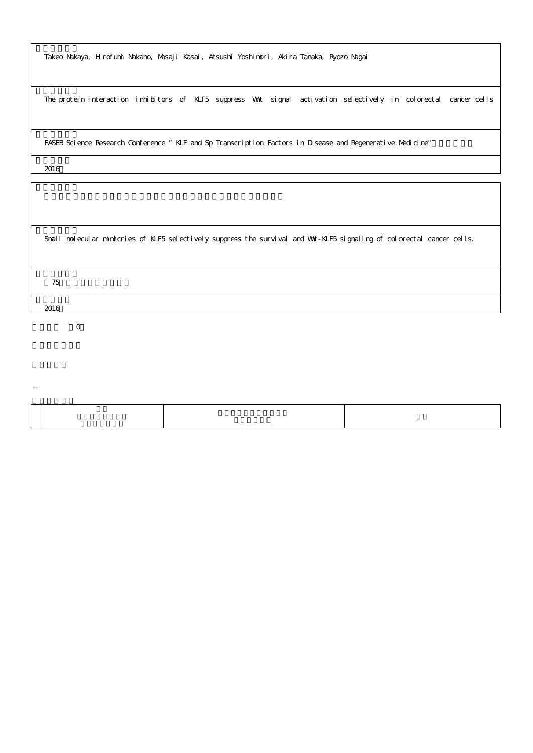Takeo Nakaya, Hirofumi Nakano, Masaji Kasai, Atsushi Yoshimori, Akira Tanaka, Ryozo Nagai

The protein interaction inhibitors of KLF5 suppress Wnt signal activation selectively in colorectal cancer cells

FASEB Science Research Conference "KLF and Sp Transcription Factors in Disease and Regenerative Medicine"

2016

Small molecular mimicries of KLF5 selectively suppress the survival and Wnt-KLF5 signaling of colorectal cancer cells.

75

2016

0

-

| | | | |
|---|---|---|---|
| | | | |